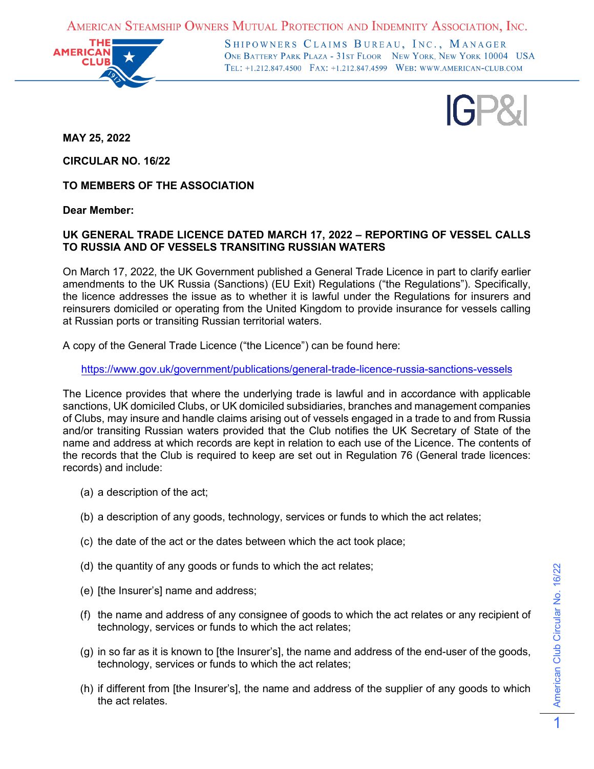American Steamship Owners Mutual Protection and Indemnity Association, Inc.

Shipowners Claims Bureau, Inc., Manager
One Battery Park Plaza - 31st Floor New York, New York 10004 USA
Tel: +1.212.847.4500 Fax: +1.212.847.4599 Web: www.american-club.com

**MAY 25, 2022**

**CIRCULAR NO. 16/22**

**TO MEMBERS OF THE ASSOCIATION**

**Dear Member:**

**UK GENERAL TRADE LICENCE DATED MARCH 17, 2022 – REPORTING OF VESSEL CALLS TO RUSSIA AND OF VESSELS TRANSITING RUSSIAN WATERS**

On March 17, 2022, the UK Government published a General Trade Licence in part to clarify earlier amendments to the UK Russia (Sanctions) (EU Exit) Regulations ("the Regulations"). Specifically, the licence addresses the issue as to whether it is lawful under the Regulations for insurers and reinsurers domiciled or operating from the United Kingdom to provide insurance for vessels calling at Russian ports or transiting Russian territorial waters.

A copy of the General Trade Licence ("the Licence") can be found here:

https://www.gov.uk/government/publications/general-trade-licence-russia-sanctions-vessels

The Licence provides that where the underlying trade is lawful and in accordance with applicable sanctions, UK domiciled Clubs, or UK domiciled subsidiaries, branches and management companies of Clubs, may insure and handle claims arising out of vessels engaged in a trade to and from Russia and/or transiting Russian waters provided that the Club notifies the UK Secretary of State of the name and address at which records are kept in relation to each use of the Licence. The contents of the records that the Club is required to keep are set out in Regulation 76 (General trade licences: records) and include:

(a) a description of the act;

(b) a description of any goods, technology, services or funds to which the act relates;

(c) the date of the act or the dates between which the act took place;

(d) the quantity of any goods or funds to which the act relates;

(e) [the Insurer's] name and address;

(f) the name and address of any consignee of goods to which the act relates or any recipient of technology, services or funds to which the act relates;

(g) in so far as it is known to [the Insurer's], the name and address of the end-user of the goods, technology, services or funds to which the act relates;

(h) if different from [the Insurer's], the name and address of the supplier of any goods to which the act relates.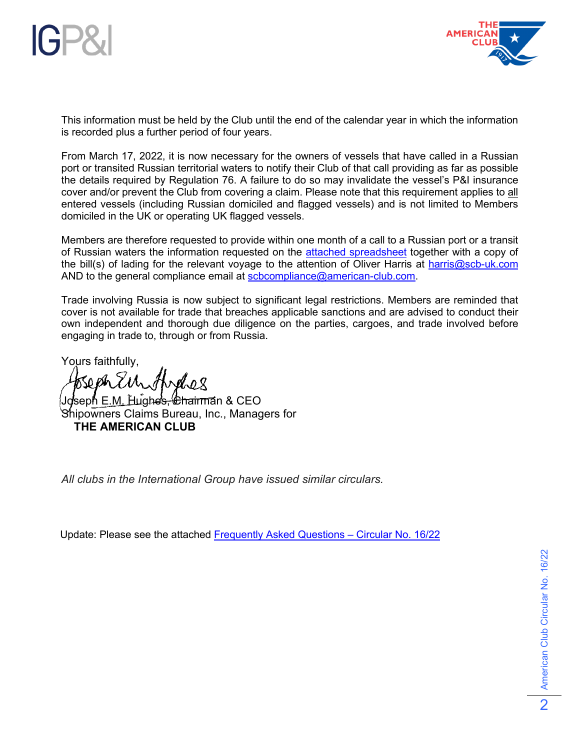This information must be held by the Club until the end of the calendar year in which the information is recorded plus a further period of four years.

From March 17, 2022, it is now necessary for the owners of vessels that have called in a Russian port or transited Russian territorial waters to notify their Club of that call providing as far as possible the details required by Regulation 76. A failure to do so may invalidate the vessel's P&I insurance cover and/or prevent the Club from covering a claim. Please note that this requirement applies to all entered vessels (including Russian domiciled and flagged vessels) and is not limited to Members domiciled in the UK or operating UK flagged vessels.

Members are therefore requested to provide within one month of a call to a Russian port or a transit of Russian waters the information requested on the attached spreadsheet together with a copy of the bill(s) of lading for the relevant voyage to the attention of Oliver Harris at harris@scb-uk.com AND to the general compliance email at scbcompliance@american-club.com.

Trade involving Russia is now subject to significant legal restrictions. Members are reminded that cover is not available for trade that breaches applicable sanctions and are advised to conduct their own independent and thorough due diligence on the parties, cargoes, and trade involved before engaging in trade to, through or from Russia.

Yours faithfully,

Joseph E.M. Hughes, Chairman & CEO
Shipowners Claims Bureau, Inc., Managers for
**THE AMERICAN CLUB**

*All clubs in the International Group have issued similar circulars.*

Update: Please see the attached Frequently Asked Questions – Circular No. 16/22